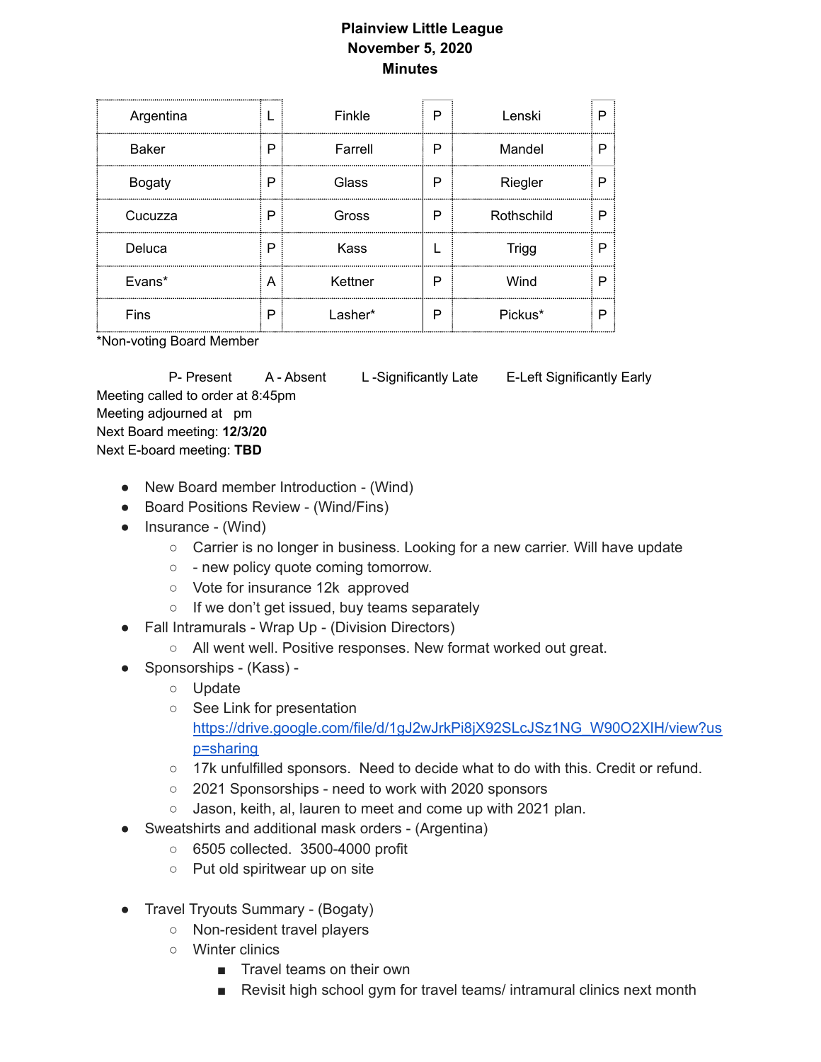**Plainview Little League**
**November 5, 2020**
**Minutes**

| Argentina | L | Finkle | P | Lenski | P |
|---|---|---|---|---|---|
| Baker | P | Farrell | P | Mandel | P |
| Bogaty | P | Glass | P | Riegler | P |
| Cucuzza | P | Gross | P | Rothschild | P |
| Deluca | P | Kass | L | Trigg | P |
| Evans* | A | Kettner | P | Wind | P |
| Fins | P | Lasher* | P | Pickus* | P |

*Non-voting Board Member

P- Present A - Absent L -Significantly Late E-Left Significantly Early

Meeting called to order at 8:45pm
Meeting adjourned at pm
Next Board meeting: **12/3/20**
Next E-board meeting: **TBD**

- New Board member Introduction - (Wind)
- Board Positions Review - (Wind/Fins)
- Insurance - (Wind)
  - Carrier is no longer in business. Looking for a new carrier. Will have update
  - - new policy quote coming tomorrow.
  - Vote for insurance 12k approved
  - If we don't get issued, buy teams separately
- Fall Intramurals - Wrap Up - (Division Directors)
  - All went well. Positive responses. New format worked out great.
- Sponsorships - (Kass) -
  - Update
  - See Link for presentation [https://drive.google.com/file/d/1gJ2wJrkPi8jX92SLcJSz1NG_W90O2XIH/view?usp=sharing](https://drive.google.com/file/d/1gJ2wJrkPi8jX92SLcJSz1NG_W90O2XIH/view?usp=sharing)
  - 17k unfulfilled sponsors. Need to decide what to do with this. Credit or refund.
  - 2021 Sponsorships - need to work with 2020 sponsors
  - Jason, keith, al, lauren to meet and come up with 2021 plan.
- Sweatshirts and additional mask orders - (Argentina)
  - 6505 collected. 3500-4000 profit
  - Put old spiritwear up on site

- Travel Tryouts Summary - (Bogaty)
  - Non-resident travel players
  - Winter clinics
    - Travel teams on their own
    - Revisit high school gym for travel teams/ intramural clinics next month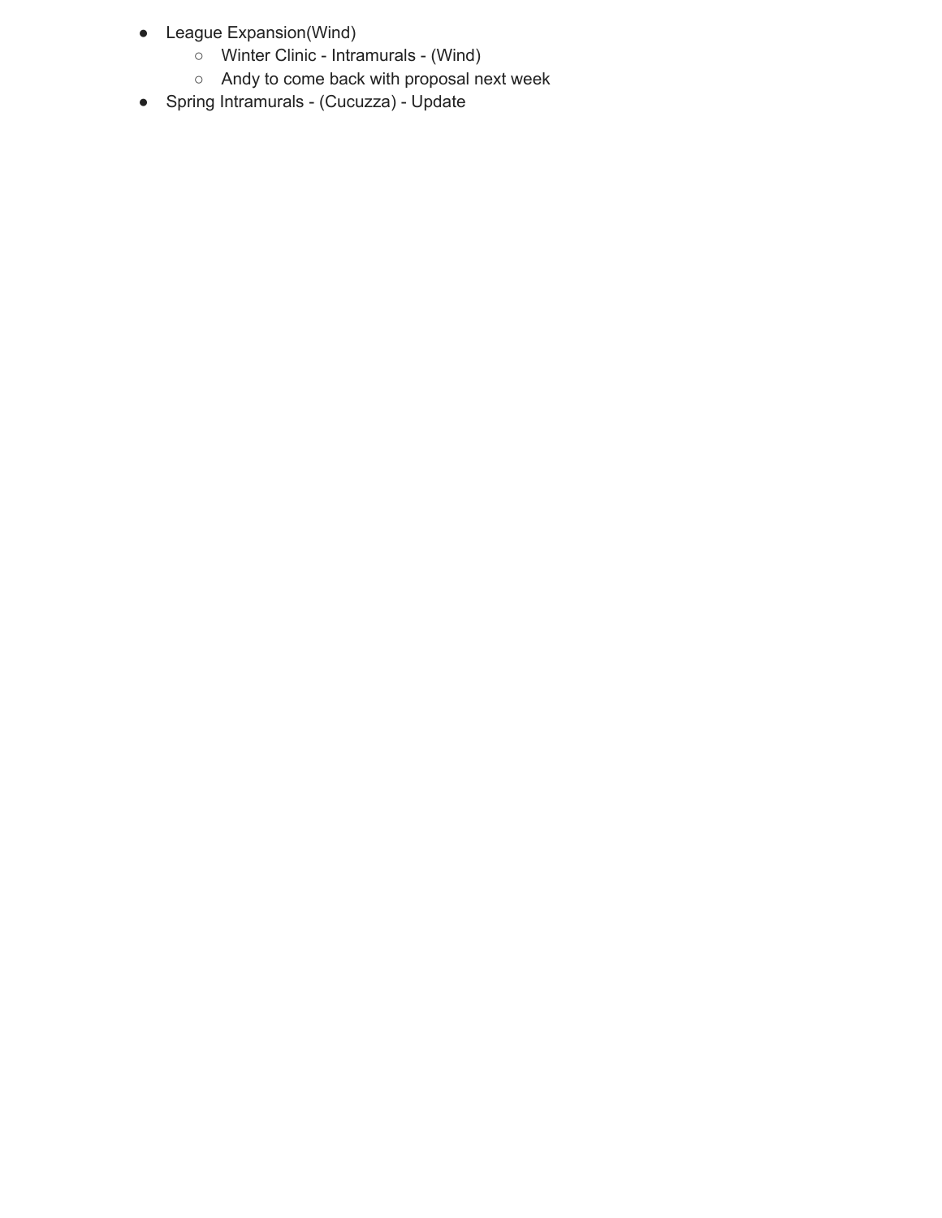- League Expansion(Wind)
    - Winter Clinic - Intramurals - (Wind)
    - Andy to come back with proposal next week
- Spring Intramurals - (Cucuzza) - Update